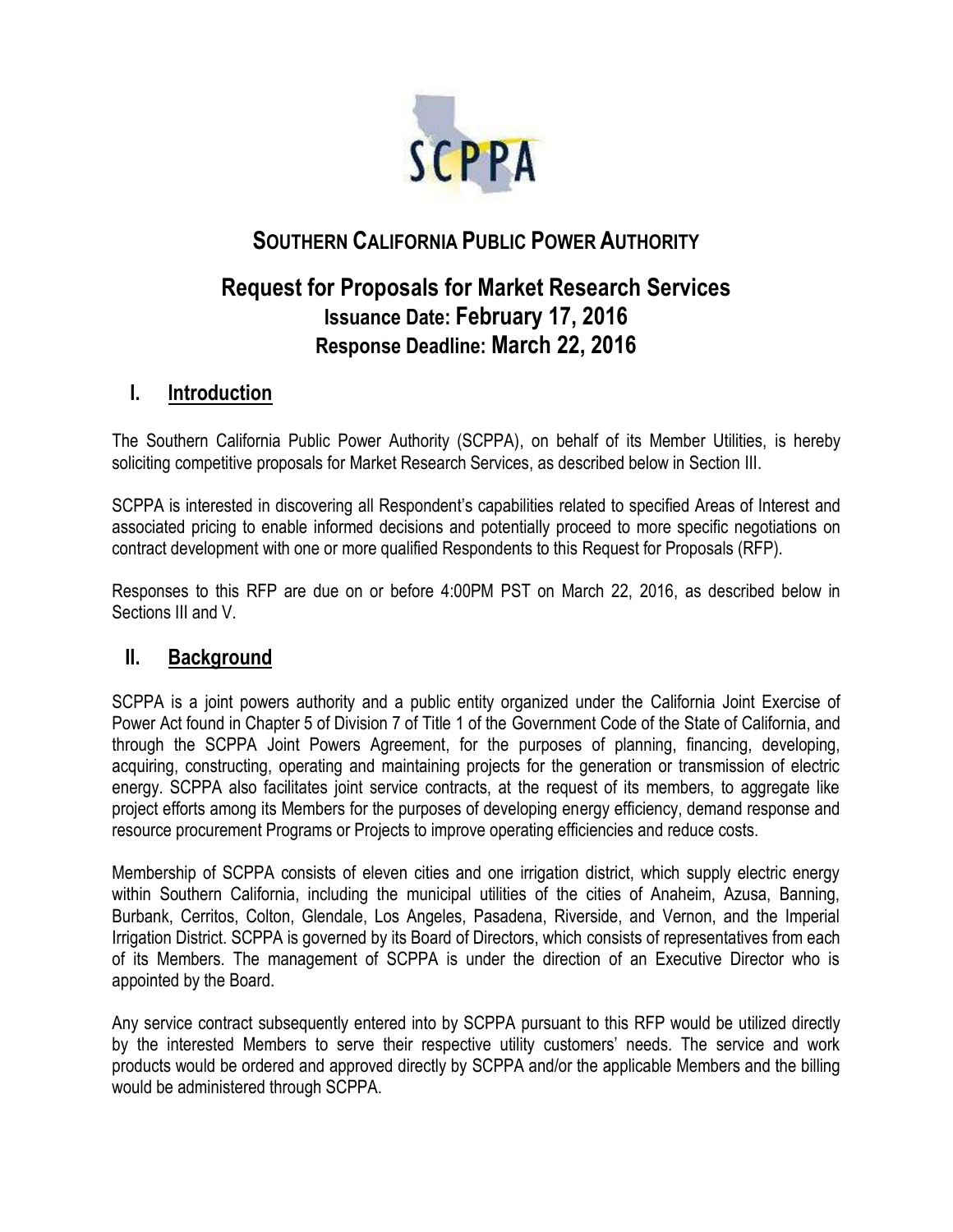SCPPA

# SOUTHERN CALIFORNIA PUBLIC POWER AUTHORITY

## Request for Proposals for Market Research Services
**Issuance Date: February 17, 2016**
**Response Deadline: March 22, 2016**

## I. Introduction

The Southern California Public Power Authority (SCPPA), on behalf of its Member Utilities, is hereby soliciting competitive proposals for Market Research Services, as described below in Section III.

SCPPA is interested in discovering all Respondent's capabilities related to specified Areas of Interest and associated pricing to enable informed decisions and potentially proceed to more specific negotiations on contract development with one or more qualified Respondents to this Request for Proposals (RFP).

Responses to this RFP are due on or before 4:00PM PST on March 22, 2016, as described below in Sections III and V.

## II. Background

SCPPA is a joint powers authority and a public entity organized under the California Joint Exercise of Power Act found in Chapter 5 of Division 7 of Title 1 of the Government Code of the State of California, and through the SCPPA Joint Powers Agreement, for the purposes of planning, financing, developing, acquiring, constructing, operating and maintaining projects for the generation or transmission of electric energy. SCPPA also facilitates joint service contracts, at the request of its members, to aggregate like project efforts among its Members for the purposes of developing energy efficiency, demand response and resource procurement Programs or Projects to improve operating efficiencies and reduce costs.

Membership of SCPPA consists of eleven cities and one irrigation district, which supply electric energy within Southern California, including the municipal utilities of the cities of Anaheim, Azusa, Banning, Burbank, Cerritos, Colton, Glendale, Los Angeles, Pasadena, Riverside, and Vernon, and the Imperial Irrigation District. SCPPA is governed by its Board of Directors, which consists of representatives from each of its Members. The management of SCPPA is under the direction of an Executive Director who is appointed by the Board.

Any service contract subsequently entered into by SCPPA pursuant to this RFP would be utilized directly by the interested Members to serve their respective utility customers' needs. The service and work products would be ordered and approved directly by SCPPA and/or the applicable Members and the billing would be administered through SCPPA.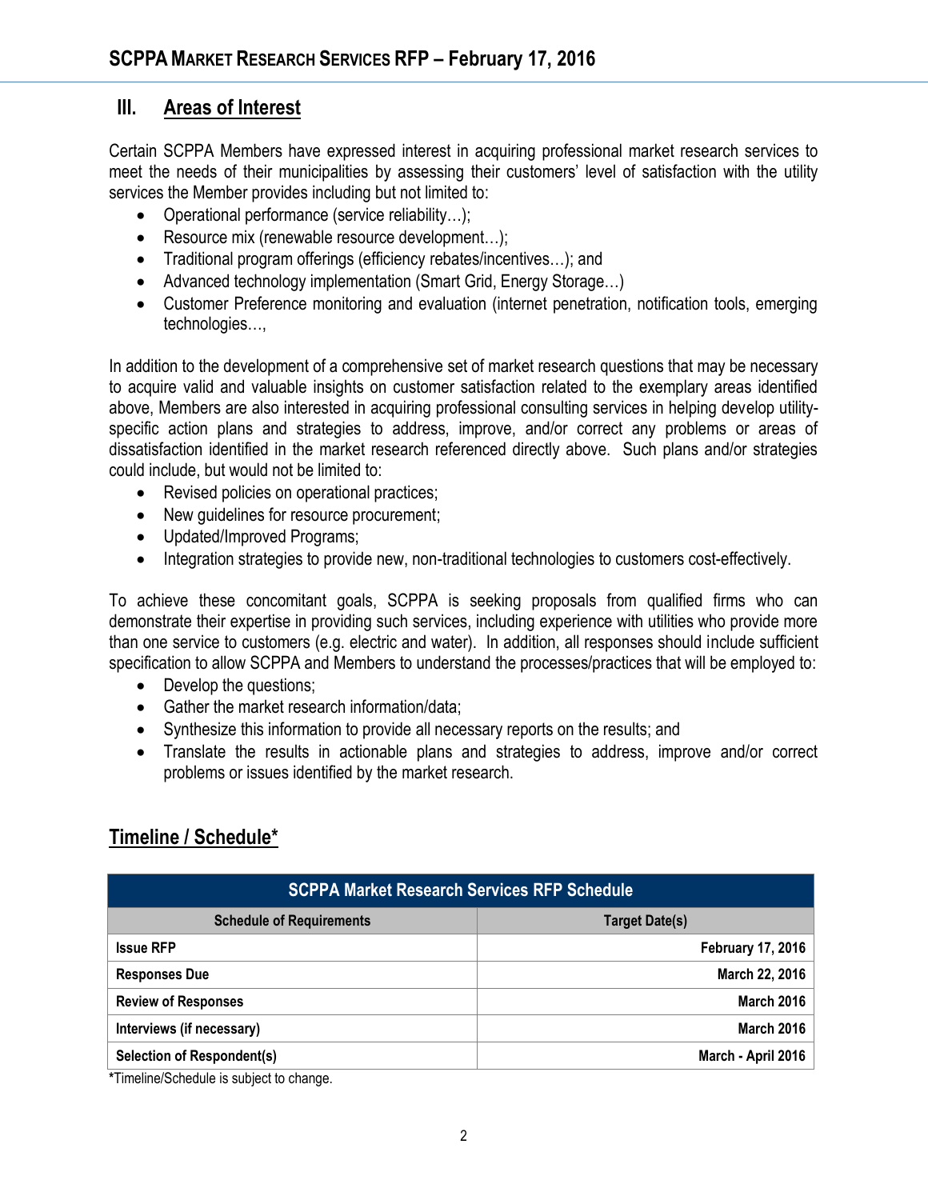## III. Areas of Interest

Certain SCPPA Members have expressed interest in acquiring professional market research services to meet the needs of their municipalities by assessing their customers' level of satisfaction with the utility services the Member provides including but not limited to:

- Operational performance (service reliability…);
- Resource mix (renewable resource development…);
- Traditional program offerings (efficiency rebates/incentives…); and
- Advanced technology implementation (Smart Grid, Energy Storage…)
- Customer Preference monitoring and evaluation (internet penetration, notification tools, emerging technologies…,

In addition to the development of a comprehensive set of market research questions that may be necessary to acquire valid and valuable insights on customer satisfaction related to the exemplary areas identified above, Members are also interested in acquiring professional consulting services in helping develop utility-specific action plans and strategies to address, improve, and/or correct any problems or areas of dissatisfaction identified in the market research referenced directly above. Such plans and/or strategies could include, but would not be limited to:

- Revised policies on operational practices;
- New guidelines for resource procurement;
- Updated/Improved Programs;
- Integration strategies to provide new, non-traditional technologies to customers cost-effectively.

To achieve these concomitant goals, SCPPA is seeking proposals from qualified firms who can demonstrate their expertise in providing such services, including experience with utilities who provide more than one service to customers (e.g. electric and water). In addition, all responses should include sufficient specification to allow SCPPA and Members to understand the processes/practices that will be employed to:

- Develop the questions;
- Gather the market research information/data;
- Synthesize this information to provide all necessary reports on the results; and
- Translate the results in actionable plans and strategies to address, improve and/or correct problems or issues identified by the market research.

## Timeline / Schedule*

| SCPPA Market Research Services RFP Schedule | |
|---|---|
| **Schedule of Requirements** | **Target Date(s)** |
| **Issue RFP** | **February 17, 2016** |
| **Responses Due** | **March 22, 2016** |
| **Review of Responses** | **March 2016** |
| **Interviews (if necessary)** | **March 2016** |
| **Selection of Respondent(s)** | **March - April 2016** |

***Timeline/Schedule is subject to change.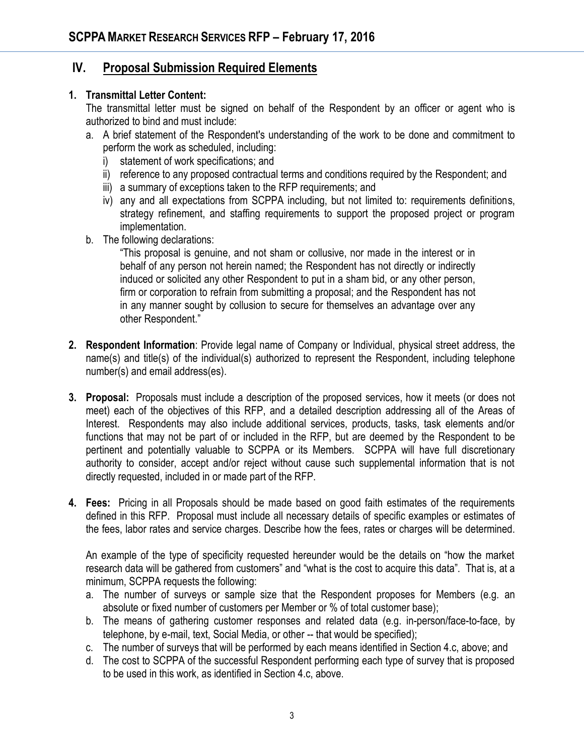## IV. Proposal Submission Required Elements

1. **Transmittal Letter Content:**
   The transmittal letter must be signed on behalf of the Respondent by an officer or agent who is authorized to bind and must include:
   a. A brief statement of the Respondent's understanding of the work to be done and commitment to perform the work as scheduled, including:
      i) statement of work specifications; and
      ii) reference to any proposed contractual terms and conditions required by the Respondent; and
      iii) a summary of exceptions taken to the RFP requirements; and
      iv) any and all expectations from SCPPA including, but not limited to: requirements definitions, strategy refinement, and staffing requirements to support the proposed project or program implementation.
   b. The following declarations:

      "This proposal is genuine, and not sham or collusive, nor made in the interest or in behalf of any person not herein named; the Respondent has not directly or indirectly induced or solicited any other Respondent to put in a sham bid, or any other person, firm or corporation to refrain from submitting a proposal; and the Respondent has not in any manner sought by collusion to secure for themselves an advantage over any other Respondent."

2. **Respondent Information**: Provide legal name of Company or Individual, physical street address, the name(s) and title(s) of the individual(s) authorized to represent the Respondent, including telephone number(s) and email address(es).

3. **Proposal:** Proposals must include a description of the proposed services, how it meets (or does not meet) each of the objectives of this RFP, and a detailed description addressing all of the Areas of Interest. Respondents may also include additional services, products, tasks, task elements and/or functions that may not be part of or included in the RFP, but are deemed by the Respondent to be pertinent and potentially valuable to SCPPA or its Members. SCPPA will have full discretionary authority to consider, accept and/or reject without cause such supplemental information that is not directly requested, included in or made part of the RFP.

4. **Fees:** Pricing in all Proposals should be made based on good faith estimates of the requirements defined in this RFP. Proposal must include all necessary details of specific examples or estimates of the fees, labor rates and service charges. Describe how the fees, rates or charges will be determined.

   An example of the type of specificity requested hereunder would be the details on "how the market research data will be gathered from customers" and "what is the cost to acquire this data". That is, at a minimum, SCPPA requests the following:
   a. The number of surveys or sample size that the Respondent proposes for Members (e.g. an absolute or fixed number of customers per Member or % of total customer base);
   b. The means of gathering customer responses and related data (e.g. in-person/face-to-face, by telephone, by e-mail, text, Social Media, or other -- that would be specified);
   c. The number of surveys that will be performed by each means identified in Section 4.c, above; and
   d. The cost to SCPPA of the successful Respondent performing each type of survey that is proposed to be used in this work, as identified in Section 4.c, above.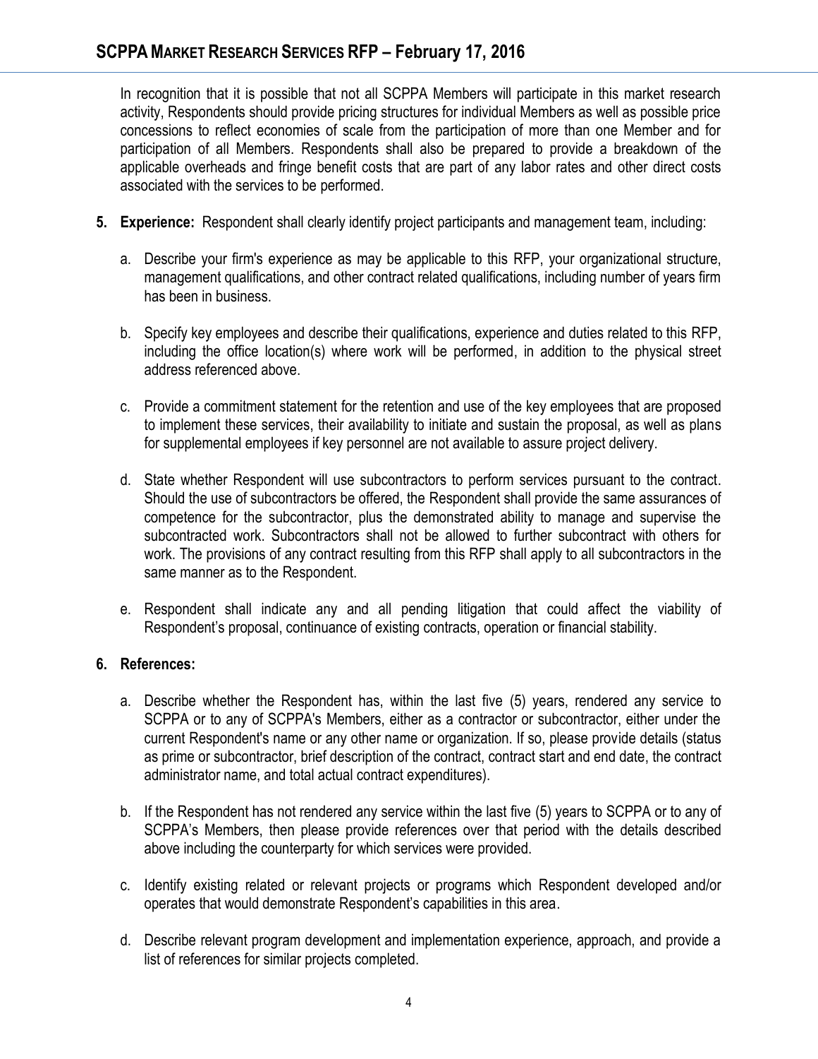In recognition that it is possible that not all SCPPA Members will participate in this market research activity, Respondents should provide pricing structures for individual Members as well as possible price concessions to reflect economies of scale from the participation of more than one Member and for participation of all Members. Respondents shall also be prepared to provide a breakdown of the applicable overheads and fringe benefit costs that are part of any labor rates and other direct costs associated with the services to be performed.

5. **Experience:** Respondent shall clearly identify project participants and management team, including:

   a. Describe your firm's experience as may be applicable to this RFP, your organizational structure, management qualifications, and other contract related qualifications, including number of years firm has been in business.

   b. Specify key employees and describe their qualifications, experience and duties related to this RFP, including the office location(s) where work will be performed, in addition to the physical street address referenced above.

   c. Provide a commitment statement for the retention and use of the key employees that are proposed to implement these services, their availability to initiate and sustain the proposal, as well as plans for supplemental employees if key personnel are not available to assure project delivery.

   d. State whether Respondent will use subcontractors to perform services pursuant to the contract. Should the use of subcontractors be offered, the Respondent shall provide the same assurances of competence for the subcontractor, plus the demonstrated ability to manage and supervise the subcontracted work. Subcontractors shall not be allowed to further subcontract with others for work. The provisions of any contract resulting from this RFP shall apply to all subcontractors in the same manner as to the Respondent.

   e. Respondent shall indicate any and all pending litigation that could affect the viability of Respondent's proposal, continuance of existing contracts, operation or financial stability.

6. **References:**

   a. Describe whether the Respondent has, within the last five (5) years, rendered any service to SCPPA or to any of SCPPA's Members, either as a contractor or subcontractor, either under the current Respondent's name or any other name or organization. If so, please provide details (status as prime or subcontractor, brief description of the contract, contract start and end date, the contract administrator name, and total actual contract expenditures).

   b. If the Respondent has not rendered any service within the last five (5) years to SCPPA or to any of SCPPA's Members, then please provide references over that period with the details described above including the counterparty for which services were provided.

   c. Identify existing related or relevant projects or programs which Respondent developed and/or operates that would demonstrate Respondent's capabilities in this area.

   d. Describe relevant program development and implementation experience, approach, and provide a list of references for similar projects completed.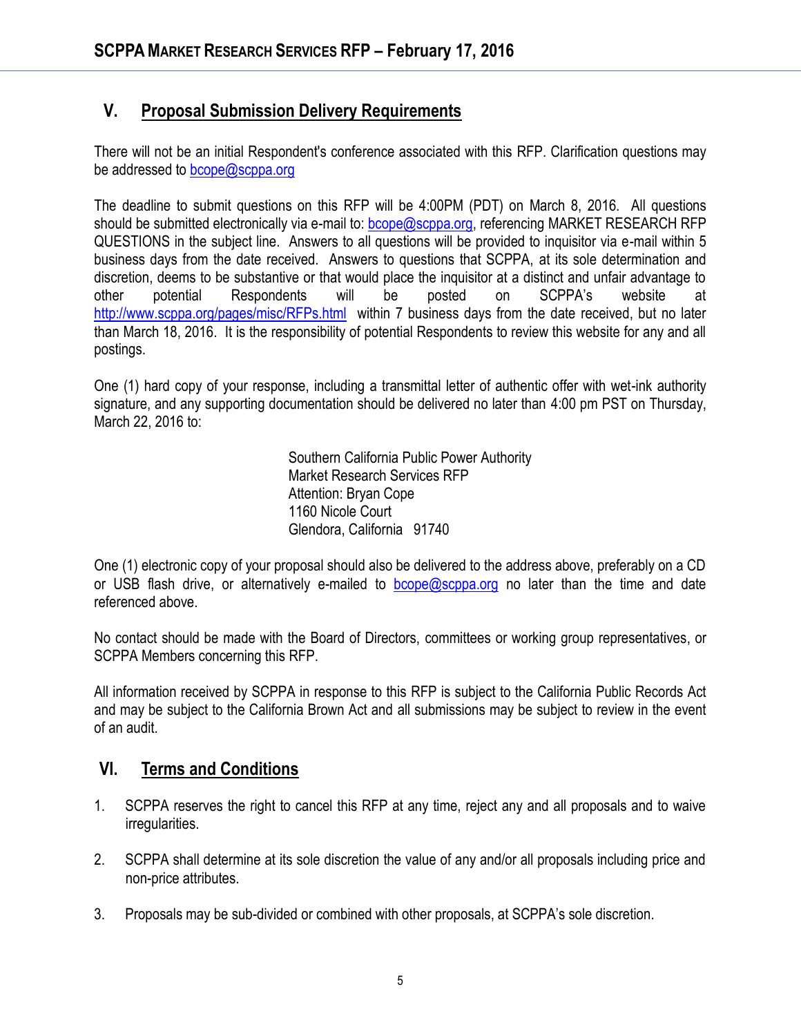## V. Proposal Submission Delivery Requirements

There will not be an initial Respondent's conference associated with this RFP. Clarification questions may be addressed to bcope@scppa.org

The deadline to submit questions on this RFP will be 4:00PM (PDT) on March 8, 2016. All questions should be submitted electronically via e-mail to: bcope@scppa.org, referencing MARKET RESEARCH RFP QUESTIONS in the subject line. Answers to all questions will be provided to inquisitor via e-mail within 5 business days from the date received. Answers to questions that SCPPA, at its sole determination and discretion, deems to be substantive or that would place the inquisitor at a distinct and unfair advantage to other potential Respondents will be posted on SCPPA's website at http://www.scppa.org/pages/misc/RFPs.html within 7 business days from the date received, but no later than March 18, 2016. It is the responsibility of potential Respondents to review this website for any and all postings.

One (1) hard copy of your response, including a transmittal letter of authentic offer with wet-ink authority signature, and any supporting documentation should be delivered no later than 4:00 pm PST on Thursday, March 22, 2016 to:

Southern California Public Power Authority
Market Research Services RFP
Attention: Bryan Cope
1160 Nicole Court
Glendora, California 91740

One (1) electronic copy of your proposal should also be delivered to the address above, preferably on a CD or USB flash drive, or alternatively e-mailed to bcope@scppa.org no later than the time and date referenced above.

No contact should be made with the Board of Directors, committees or working group representatives, or SCPPA Members concerning this RFP.

All information received by SCPPA in response to this RFP is subject to the California Public Records Act and may be subject to the California Brown Act and all submissions may be subject to review in the event of an audit.

## VI. Terms and Conditions

1. SCPPA reserves the right to cancel this RFP at any time, reject any and all proposals and to waive irregularities.

2. SCPPA shall determine at its sole discretion the value of any and/or all proposals including price and non-price attributes.

3. Proposals may be sub-divided or combined with other proposals, at SCPPA's sole discretion.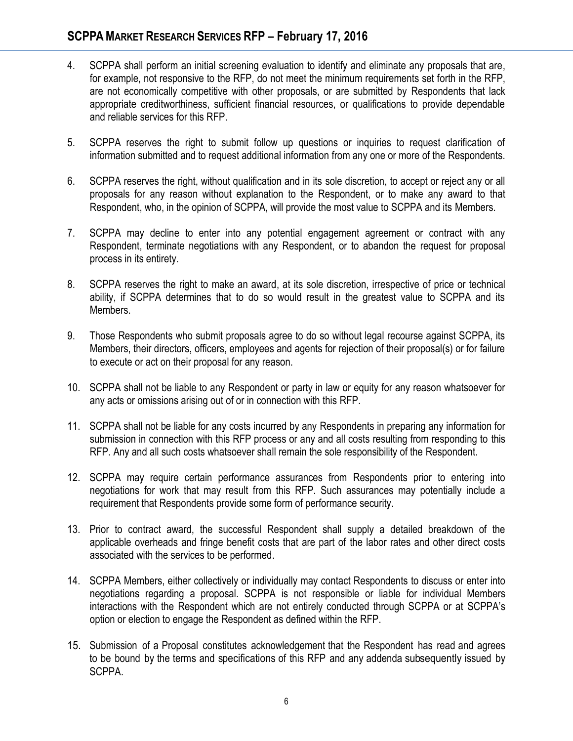4. SCPPA shall perform an initial screening evaluation to identify and eliminate any proposals that are, for example, not responsive to the RFP, do not meet the minimum requirements set forth in the RFP, are not economically competitive with other proposals, or are submitted by Respondents that lack appropriate creditworthiness, sufficient financial resources, or qualifications to provide dependable and reliable services for this RFP.

5. SCPPA reserves the right to submit follow up questions or inquiries to request clarification of information submitted and to request additional information from any one or more of the Respondents.

6. SCPPA reserves the right, without qualification and in its sole discretion, to accept or reject any or all proposals for any reason without explanation to the Respondent, or to make any award to that Respondent, who, in the opinion of SCPPA, will provide the most value to SCPPA and its Members.

7. SCPPA may decline to enter into any potential engagement agreement or contract with any Respondent, terminate negotiations with any Respondent, or to abandon the request for proposal process in its entirety.

8. SCPPA reserves the right to make an award, at its sole discretion, irrespective of price or technical ability, if SCPPA determines that to do so would result in the greatest value to SCPPA and its Members.

9. Those Respondents who submit proposals agree to do so without legal recourse against SCPPA, its Members, their directors, officers, employees and agents for rejection of their proposal(s) or for failure to execute or act on their proposal for any reason.

10. SCPPA shall not be liable to any Respondent or party in law or equity for any reason whatsoever for any acts or omissions arising out of or in connection with this RFP.

11. SCPPA shall not be liable for any costs incurred by any Respondents in preparing any information for submission in connection with this RFP process or any and all costs resulting from responding to this RFP. Any and all such costs whatsoever shall remain the sole responsibility of the Respondent.

12. SCPPA may require certain performance assurances from Respondents prior to entering into negotiations for work that may result from this RFP. Such assurances may potentially include a requirement that Respondents provide some form of performance security.

13. Prior to contract award, the successful Respondent shall supply a detailed breakdown of the applicable overheads and fringe benefit costs that are part of the labor rates and other direct costs associated with the services to be performed.

14. SCPPA Members, either collectively or individually may contact Respondents to discuss or enter into negotiations regarding a proposal. SCPPA is not responsible or liable for individual Members interactions with the Respondent which are not entirely conducted through SCPPA or at SCPPA's option or election to engage the Respondent as defined within the RFP.

15. Submission of a Proposal constitutes acknowledgement that the Respondent has read and agrees to be bound by the terms and specifications of this RFP and any addenda subsequently issued by SCPPA.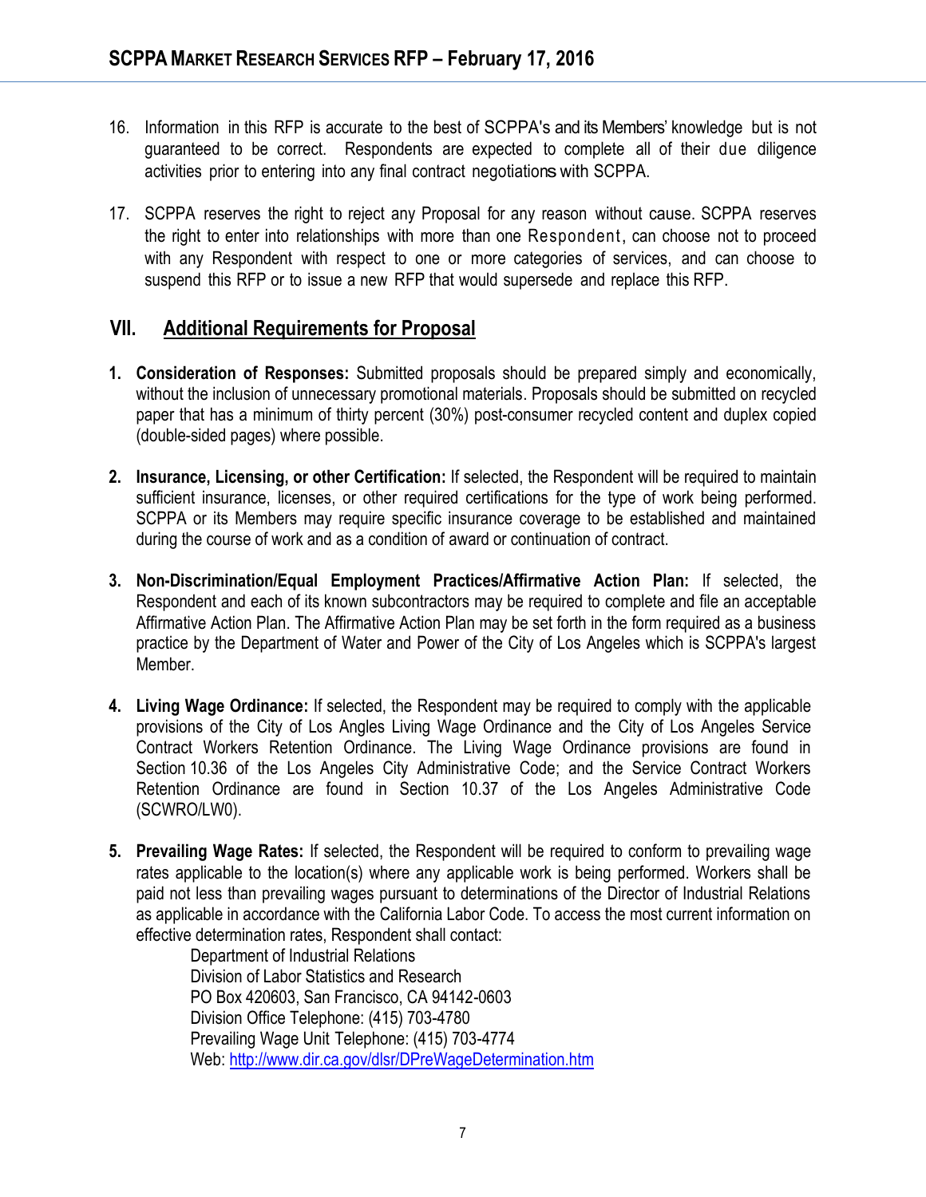16. Information in this RFP is accurate to the best of SCPPA's and its Members' knowledge but is not guaranteed to be correct. Respondents are expected to complete all of their due diligence activities prior to entering into any final contract negotiations with SCPPA.

17. SCPPA reserves the right to reject any Proposal for any reason without cause. SCPPA reserves the right to enter into relationships with more than one Respondent, can choose not to proceed with any Respondent with respect to one or more categories of services, and can choose to suspend this RFP or to issue a new RFP that would supersede and replace this RFP.

## VII. Additional Requirements for Proposal

1. **Consideration of Responses:** Submitted proposals should be prepared simply and economically, without the inclusion of unnecessary promotional materials. Proposals should be submitted on recycled paper that has a minimum of thirty percent (30%) post-consumer recycled content and duplex copied (double-sided pages) where possible.

2. **Insurance, Licensing, or other Certification:** If selected, the Respondent will be required to maintain sufficient insurance, licenses, or other required certifications for the type of work being performed. SCPPA or its Members may require specific insurance coverage to be established and maintained during the course of work and as a condition of award or continuation of contract.

3. **Non-Discrimination/Equal Employment Practices/Affirmative Action Plan:** If selected, the Respondent and each of its known subcontractors may be required to complete and file an acceptable Affirmative Action Plan. The Affirmative Action Plan may be set forth in the form required as a business practice by the Department of Water and Power of the City of Los Angeles which is SCPPA's largest Member.

4. **Living Wage Ordinance:** If selected, the Respondent may be required to comply with the applicable provisions of the City of Los Angles Living Wage Ordinance and the City of Los Angeles Service Contract Workers Retention Ordinance. The Living Wage Ordinance provisions are found in Section 10.36 of the Los Angeles City Administrative Code; and the Service Contract Workers Retention Ordinance are found in Section 10.37 of the Los Angeles Administrative Code (SCWRO/LW0).

5. **Prevailing Wage Rates:** If selected, the Respondent will be required to conform to prevailing wage rates applicable to the location(s) where any applicable work is being performed. Workers shall be paid not less than prevailing wages pursuant to determinations of the Director of Industrial Relations as applicable in accordance with the California Labor Code. To access the most current information on effective determination rates, Respondent shall contact:

   Department of Industrial Relations
   Division of Labor Statistics and Research
   PO Box 420603, San Francisco, CA 94142-0603
   Division Office Telephone: (415) 703-4780
   Prevailing Wage Unit Telephone: (415) 703-4774
   Web: http://www.dir.ca.gov/dlsr/DPreWageDetermination.htm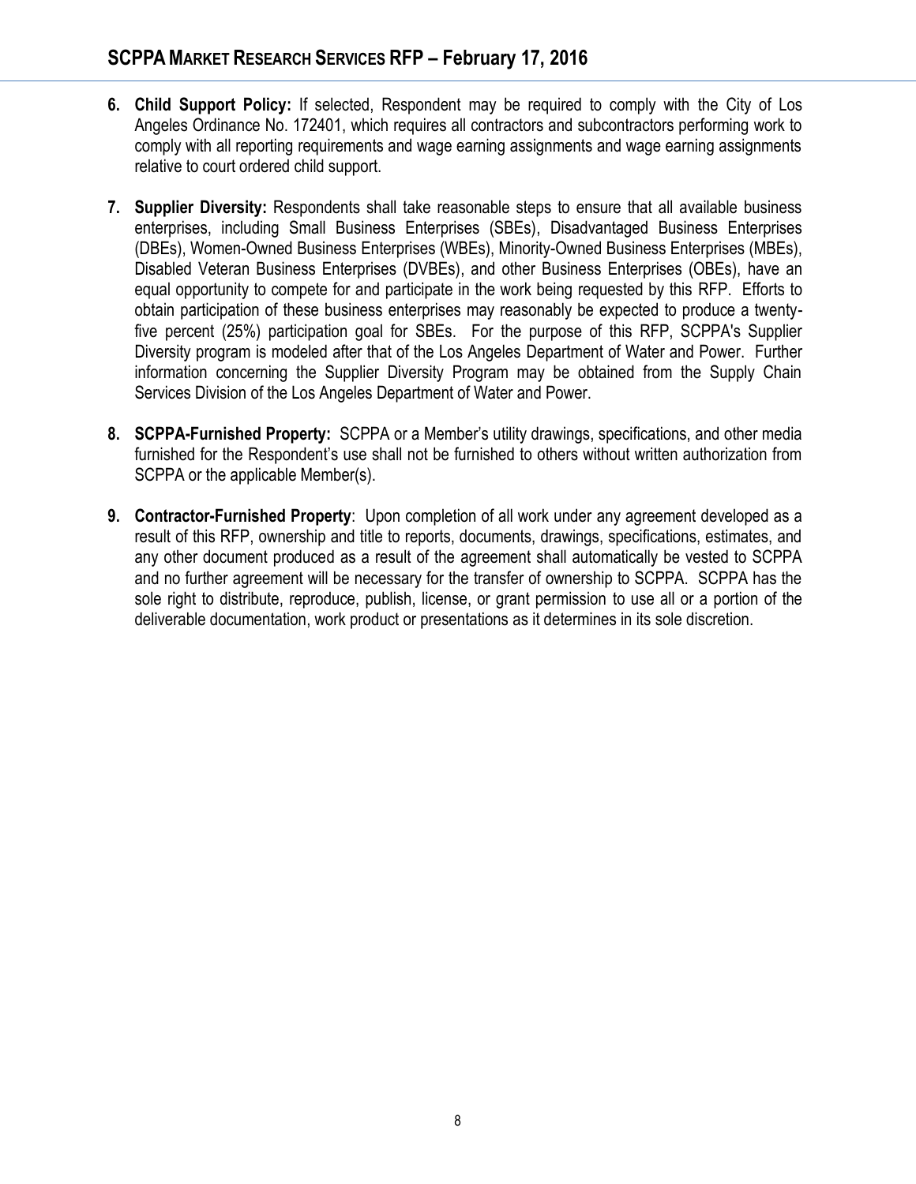6. **Child Support Policy:** If selected, Respondent may be required to comply with the City of Los Angeles Ordinance No. 172401, which requires all contractors and subcontractors performing work to comply with all reporting requirements and wage earning assignments and wage earning assignments relative to court ordered child support.

7. **Supplier Diversity:** Respondents shall take reasonable steps to ensure that all available business enterprises, including Small Business Enterprises (SBEs), Disadvantaged Business Enterprises (DBEs), Women-Owned Business Enterprises (WBEs), Minority-Owned Business Enterprises (MBEs), Disabled Veteran Business Enterprises (DVBEs), and other Business Enterprises (OBEs), have an equal opportunity to compete for and participate in the work being requested by this RFP. Efforts to obtain participation of these business enterprises may reasonably be expected to produce a twenty-five percent (25%) participation goal for SBEs. For the purpose of this RFP, SCPPA's Supplier Diversity program is modeled after that of the Los Angeles Department of Water and Power. Further information concerning the Supplier Diversity Program may be obtained from the Supply Chain Services Division of the Los Angeles Department of Water and Power.

8. **SCPPA-Furnished Property:** SCPPA or a Member's utility drawings, specifications, and other media furnished for the Respondent's use shall not be furnished to others without written authorization from SCPPA or the applicable Member(s).

9. **Contractor-Furnished Property**: Upon completion of all work under any agreement developed as a result of this RFP, ownership and title to reports, documents, drawings, specifications, estimates, and any other document produced as a result of the agreement shall automatically be vested to SCPPA and no further agreement will be necessary for the transfer of ownership to SCPPA. SCPPA has the sole right to distribute, reproduce, publish, license, or grant permission to use all or a portion of the deliverable documentation, work product or presentations as it determines in its sole discretion.